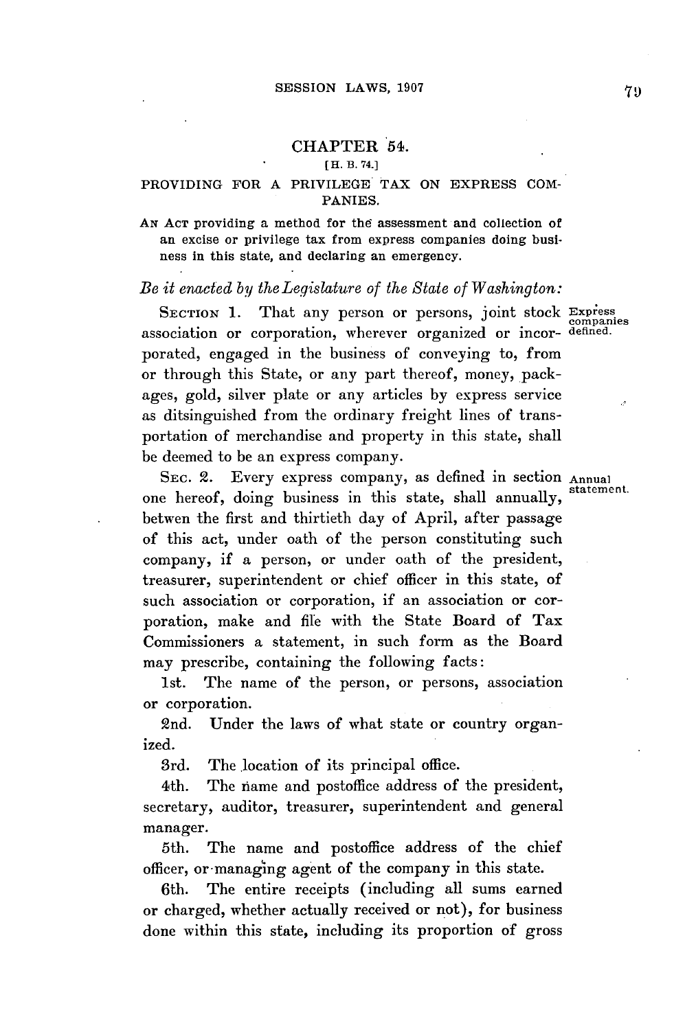# CHAPTER 54.

[H. B. 74.]

## PROVIDING FOR A PRIVILEGE TAX ON EXPRESS COMPANIES.

AN ACT providing a method for the assessment and collection of an excise or privilege tax from express companies doing business in this state, and declaring an emergency.

*Be it enacted by the Legislature of the State of Washington:*

SECTION 1. That any person or persons, joint stock association or corporation, wherever organized or incorporated, engaged in the business of conveying to, from or through this State, or any part thereof, money, packages, gold, silver plate or any articles by express service as ditsinguished from the ordinary freight lines of transportation of merchandise and property in this state, shall be deemed to be an express company.

Express companies defined.

SEC. 2. Every express company, as defined in section one hereof, doing business in this state, shall annually, betwen the first and thirtieth day of April, after passage of this act, under oath of the person constituting such company, if a person, or under oath of the president, treasurer, superintendent or chief officer in this state, of such association or corporation, if an association or corporation, make and file with the State Board of Tax Commissioners a statement, in such form as the Board may prescribe, containing the following facts:

Annual statement.

1st. The name of the person, or persons, association or corporation.

2nd. Under the laws of what state or country organized.

3rd. The location of its principal office.

4th. The name and postoffice address of the president, secretary, auditor, treasurer, superintendent and general manager.

5th. The name and postoffice address of the chief officer, or managing agent of the company in this state.

6th. The entire receipts (including all sums earned or charged, whether actually received or not), for business done within this state, including its proportion of gross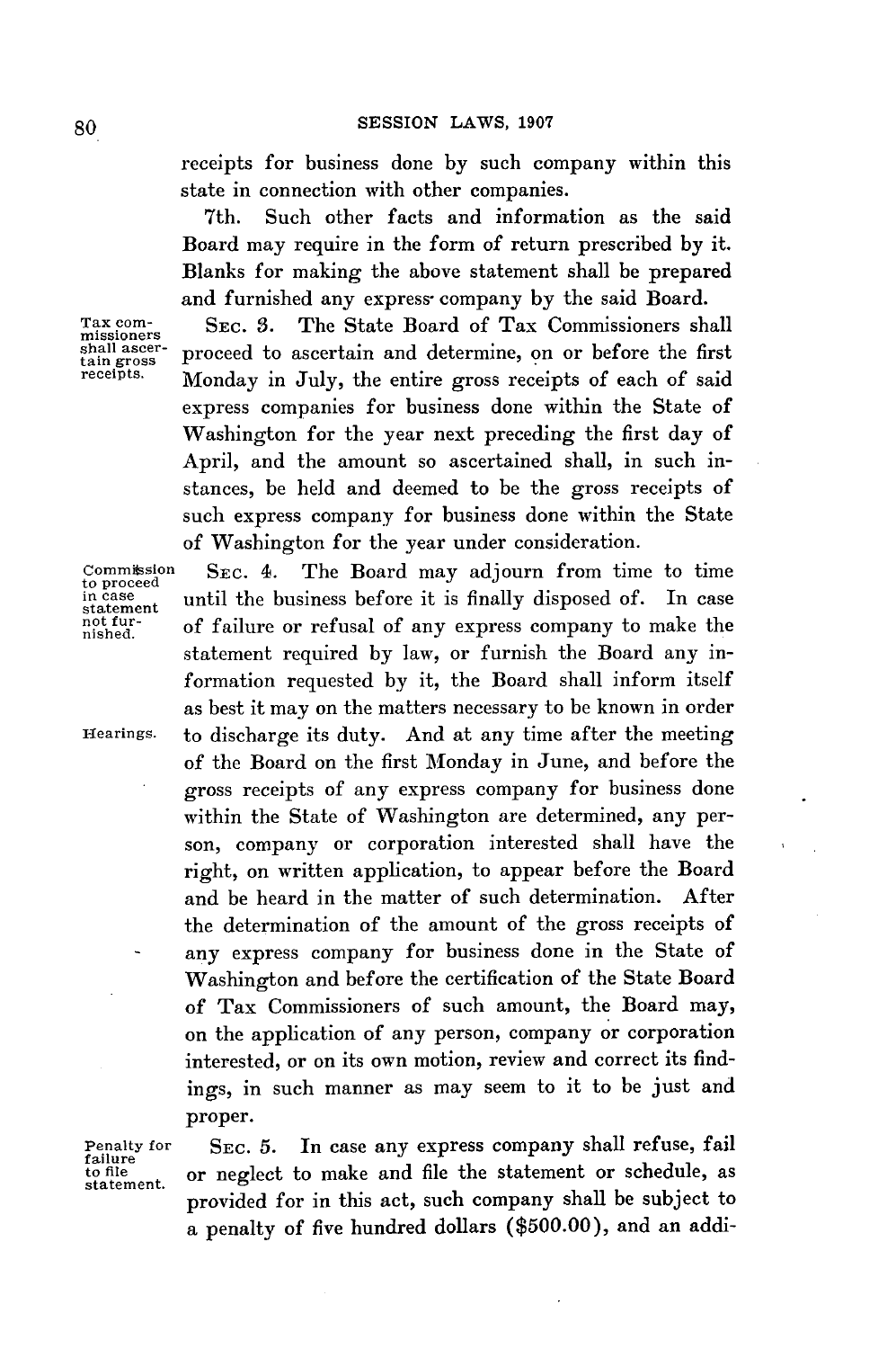receipts for business done by such company within this state in connection with other companies.

7th. Such other facts and information as the said Board may require in the form of return prescribed by it. Blanks for making the above statement shall be prepared and furnished any express company by the said Board.

Tax commissioners shall ascertain gross receipts.

SEC. 3. The State Board of Tax Commissioners shall proceed to ascertain and determine, on or before the first Monday in July, the entire gross receipts of each of said express companies for business done within the State of Washington for the year next preceding the first day of April, and the amount so ascertained shall, in such instances, be held and deemed to be the gross receipts of such express company for business done within the State of Washington for the year under consideration.

Commission to proceed in case statement not furnished.

SEC. 4. The Board may adjourn from time to time until the business before it is finally disposed of. In case of failure or refusal of any express company to make the statement required by law, or furnish the Board any information requested by it, the Board shall inform itself as best it may on the matters necessary to be known in order to discharge its duty. And at any time after the meeting of the Board on the first Monday in June, and before the gross receipts of any express company for business done within the State of Washington are determined, any person, company or corporation interested shall have the right, on written application, to appear before the Board and be heard in the matter of such determination. After the determination of the amount of the gross receipts of any express company for business done in the State of Washington and before the certification of the State Board of Tax Commissioners of such amount, the Board may, on the application of any person, company or corporation interested, or on its own motion, review and correct its findings, in such manner as may seem to it to be just and proper.

Hearings.

Penalty for failure to file statement.

SEC. 5. In case any express company shall refuse, fail or neglect to make and file the statement or schedule, as provided for in this act, such company shall be subject to a penalty of five hundred dollars ($500.00), and an addi-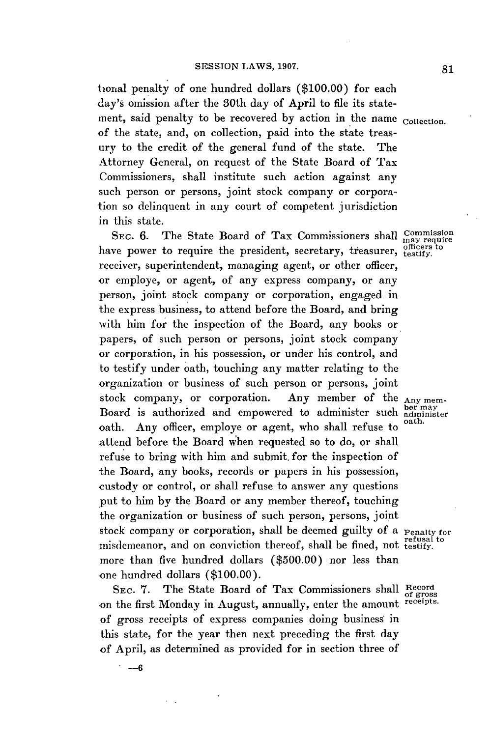tional penalty of one hundred dollars ($100.00) for each day's omission after the 30th day of April to file its statement, said penalty to be recovered by action in the name of the state, and, on collection, paid into the state treasury to the credit of the general fund of the state. The Attorney General, on request of the State Board of Tax Commissioners, shall institute such action against any such person or persons, joint stock company or corporation so delinquent in any court of competent jurisdiction in this state.

*Collection.*

SEC. 6. The State Board of Tax Commissioners shall have power to require the president, secretary, treasurer, receiver, superintendent, managing agent, or other officer, or employe, or agent, of any express company, or any person, joint stock company or corporation, engaged in the express business, to attend before the Board, and bring with him for the inspection of the Board, any books or papers, of such person or persons, joint stock company or corporation, in his possession, or under his control, and to testify under oath, touching any matter relating to the organization or business of such person or persons, joint stock company, or corporation. Any member of the Board is authorized and empowered to administer such oath. Any officer, employe or agent, who shall refuse to attend before the Board when requested so to do, or shall refuse to bring with him and submit for the inspection of the Board, any books, records or papers in his possession, custody or control, or shall refuse to answer any questions put to him by the Board or any member thereof, touching the organization or business of such person, persons, joint stock company or corporation, shall be deemed guilty of a misdemeanor, and on conviction thereof, shall be fined, not more than five hundred dollars ($500.00) nor less than one hundred dollars ($100.00).

*Commission may require officers to testify.*

*Any member may administer oath.*

*Penalty for refusal to testify.*

SEC. 7. The State Board of Tax Commissioners shall on the first Monday in August, annually, enter the amount of gross receipts of express companies doing business in this state, for the year then next preceding the first day of April, as determined as provided for in section three of

*Record of gross receipts.*

—6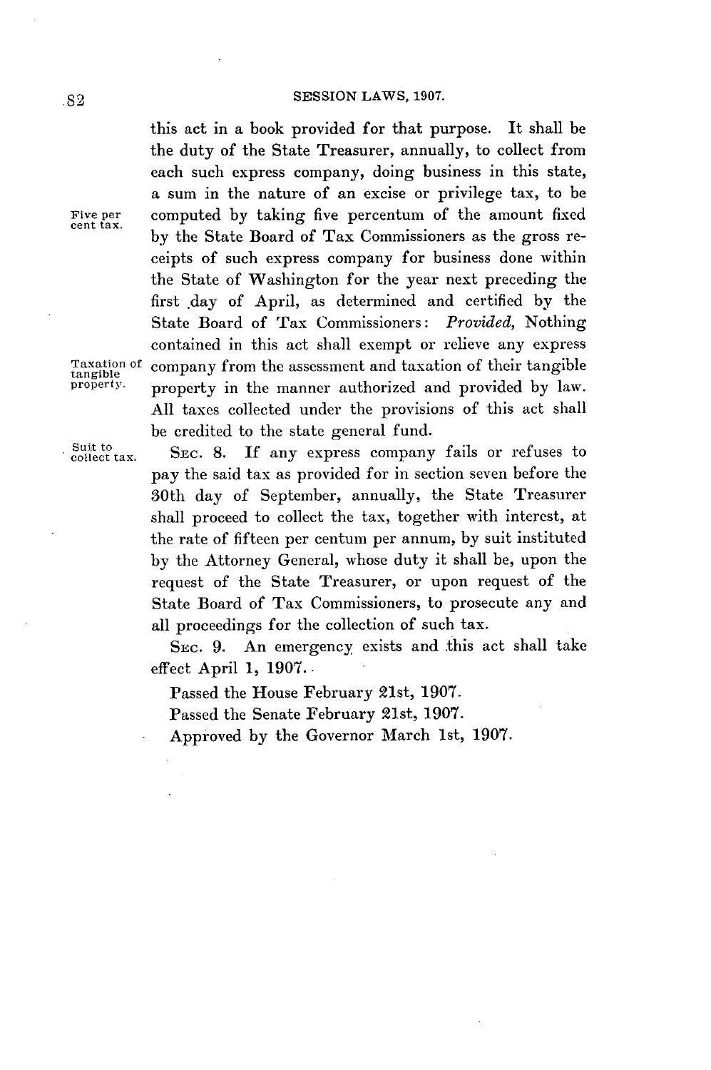this act in a book provided for that purpose. It shall be the duty of the State Treasurer, annually, to collect from each such express company, doing business in this state, a sum in the nature of an excise or privilege tax, to be computed by taking five percentum of the amount fixed by the State Board of Tax Commissioners as the gross receipts of such express company for business done within the State of Washington for the year next preceding the first day of April, as determined and certified by the State Board of Tax Commissioners: *Provided,* Nothing contained in this act shall exempt or relieve any express company from the assessment and taxation of their tangible property in the manner authorized and provided by law. All taxes collected under the provisions of this act shall be credited to the state general fund.

Five per cent tax.

Taxation of tangible property.

Suit to collect tax.

SEC. 8. If any express company fails or refuses to pay the said tax as provided for in section seven before the 30th day of September, annually, the State Treasurer shall proceed to collect the tax, together with interest, at the rate of fifteen per centum per annum, by suit instituted by the Attorney General, whose duty it shall be, upon the request of the State Treasurer, or upon request of the State Board of Tax Commissioners, to prosecute any and all proceedings for the collection of such tax.

SEC. 9. An emergency exists and this act shall take effect April 1, 1907.

Passed the House February 21st, 1907.

Passed the Senate February 21st, 1907.

Approved by the Governor March 1st, 1907.